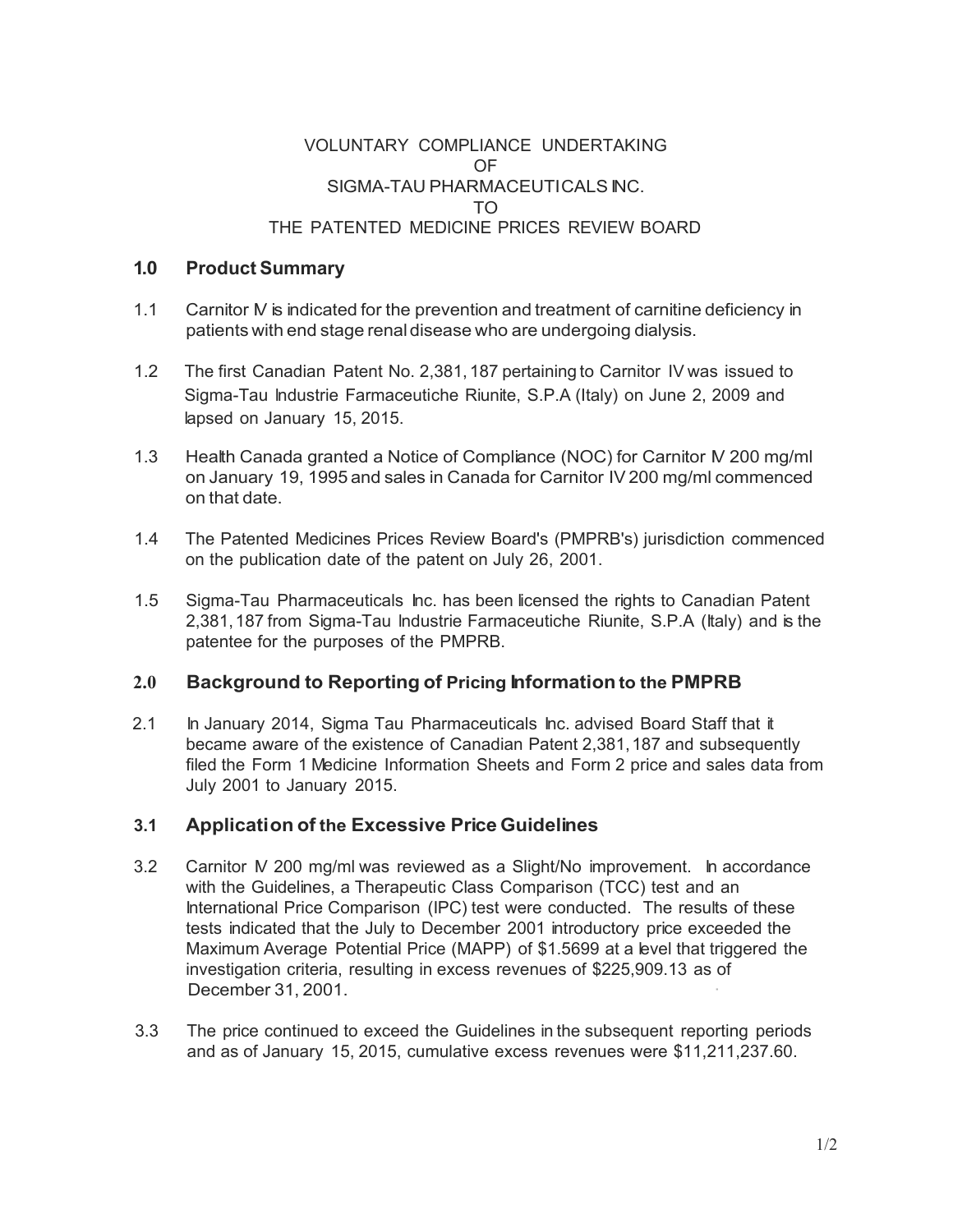VOLUNTARY COMPLIANCE UNDERTAKING
OF
SIGMA-TAU PHARMACEUTICALS INC.
TO
THE PATENTED MEDICINE PRICES REVIEW BOARD

## 1.0 Product Summary

1.1 Carnitor IV is indicated for the prevention and treatment of carnitine deficiency in patients with end stage renal disease who are undergoing dialysis.

1.2 The first Canadian Patent No. 2,381,187 pertaining to Carnitor IV was issued to Sigma-Tau Industrie Farmaceutiche Riunite, S.P.A (Italy) on June 2, 2009 and lapsed on January 15, 2015.

1.3 Health Canada granted a Notice of Compliance (NOC) for Carnitor IV 200 mg/ml on January 19, 1995 and sales in Canada for Carnitor IV 200 mg/ml commenced on that date.

1.4 The Patented Medicines Prices Review Board's (PMPRB's) jurisdiction commenced on the publication date of the patent on July 26, 2001.

1.5 Sigma-Tau Pharmaceuticals Inc. has been licensed the rights to Canadian Patent 2,381,187 from Sigma-Tau Industrie Farmaceutiche Riunite, S.P.A (Italy) and is the patentee for the purposes of the PMPRB.

## 2.0 Background to Reporting of Pricing Information to the PMPRB

2.1 In January 2014, Sigma Tau Pharmaceuticals Inc. advised Board Staff that it became aware of the existence of Canadian Patent 2,381,187 and subsequently filed the Form 1 Medicine Information Sheets and Form 2 price and sales data from July 2001 to January 2015.

## 3.1 Application of the Excessive Price Guidelines

3.2 Carnitor IV 200 mg/ml was reviewed as a Slight/No improvement. In accordance with the Guidelines, a Therapeutic Class Comparison (TCC) test and an International Price Comparison (IPC) test were conducted. The results of these tests indicated that the July to December 2001 introductory price exceeded the Maximum Average Potential Price (MAPP) of $1.5699 at a level that triggered the investigation criteria, resulting in excess revenues of $225,909.13 as of December 31, 2001.

3.3 The price continued to exceed the Guidelines in the subsequent reporting periods and as of January 15, 2015, cumulative excess revenues were $11,211,237.60.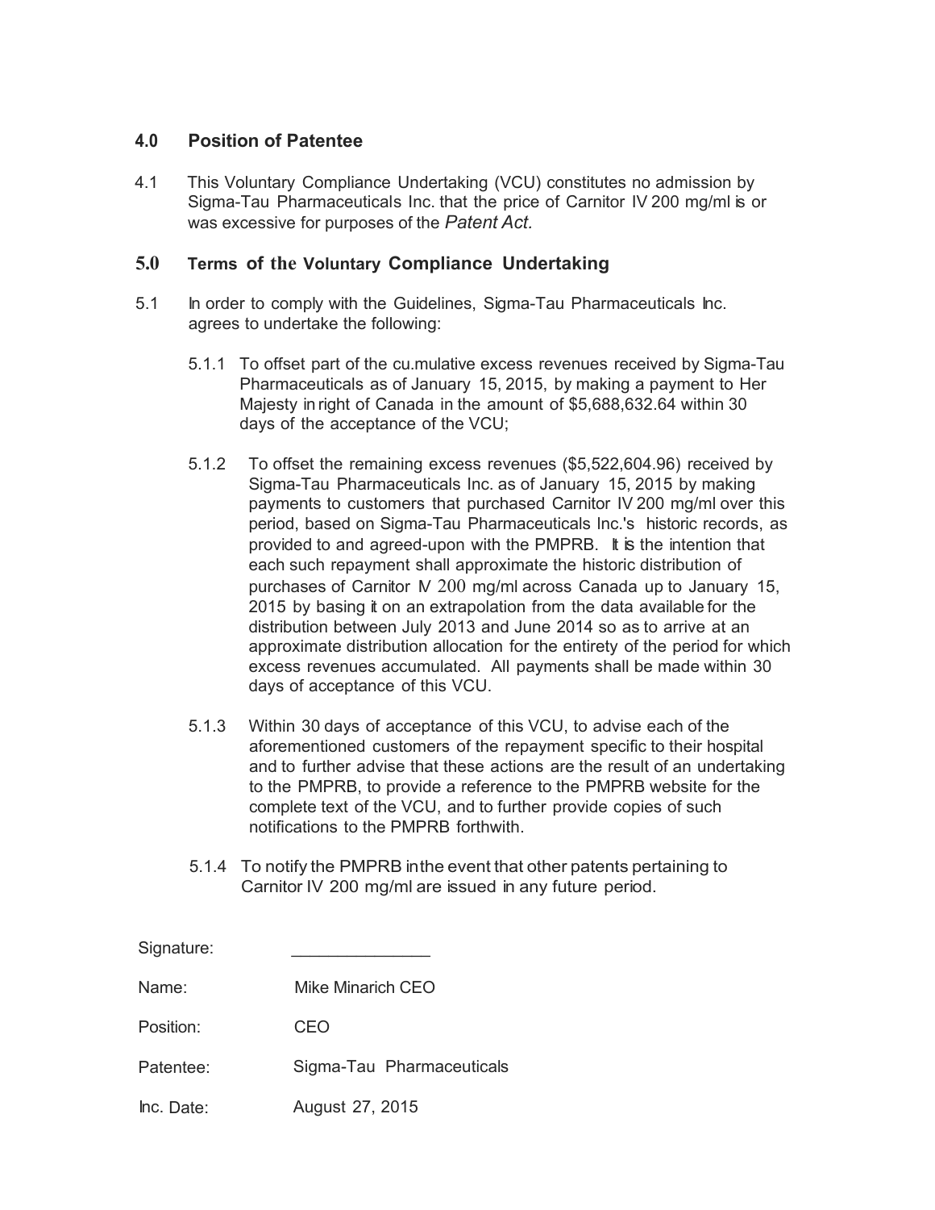## 4.0 Position of Patentee

4.1 This Voluntary Compliance Undertaking (VCU) constitutes no admission by Sigma-Tau Pharmaceuticals Inc. that the price of Carnitor IV 200 mg/ml is or was excessive for purposes of the *Patent Act.*

## 5.0 Terms of the Voluntary Compliance Undertaking

5.1 In order to comply with the Guidelines, Sigma-Tau Pharmaceuticals Inc. agrees to undertake the following:

5.1.1 To offset part of the cu.mulative excess revenues received by Sigma-Tau Pharmaceuticals as of January 15, 2015, by making a payment to Her Majesty in right of Canada in the amount of $5,688,632.64 within 30 days of the acceptance of the VCU;

5.1.2 To offset the remaining excess revenues ($5,522,604.96) received by Sigma-Tau Pharmaceuticals Inc. as of January 15, 2015 by making payments to customers that purchased Carnitor IV 200 mg/ml over this period, based on Sigma-Tau Pharmaceuticals Inc.'s historic records, as provided to and agreed-upon with the PMPRB. It is the intention that each such repayment shall approximate the historic distribution of purchases of Carnitor IV 200 mg/ml across Canada up to January 15, 2015 by basing it on an extrapolation from the data available for the distribution between July 2013 and June 2014 so as to arrive at an approximate distribution allocation for the entirety of the period for which excess revenues accumulated. All payments shall be made within 30 days of acceptance of this VCU.

5.1.3 Within 30 days of acceptance of this VCU, to advise each of the aforementioned customers of the repayment specific to their hospital and to further advise that these actions are the result of an undertaking to the PMPRB, to provide a reference to the PMPRB website for the complete text of the VCU, and to further provide copies of such notifications to the PMPRB forthwith.

5.1.4 To notify the PMPRB in the event that other patents pertaining to Carnitor IV 200 mg/ml are issued in any future period.

Signature: _______________

Name: Mike Minarich CEO

Position: CEO

Patentee: Sigma-Tau Pharmaceuticals

Inc. Date: August 27, 2015